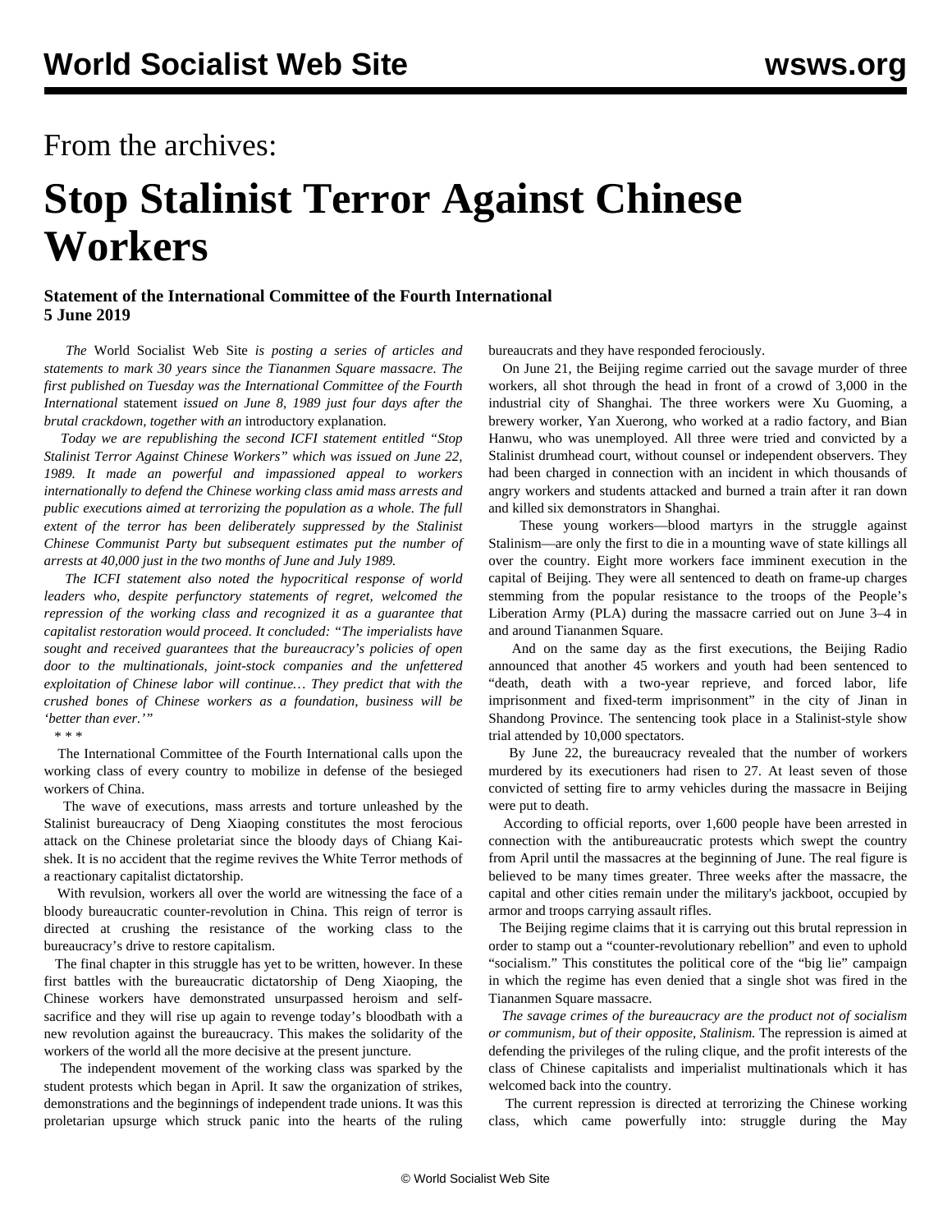From the archives:

# Stop Stalinist Terror Against Chinese Workers

**Statement of the International Committee of the Fourth International**
**5 June 2019**

*The* World Socialist Web Site *is posting a series of articles and statements to mark 30 years since the Tiananmen Square massacre. The first published on Tuesday was the International Committee of the Fourth International* statement *issued on June 8, 1989 just four days after the brutal crackdown, together with an* introductory explanation.

*Today we are republishing the second ICFI statement entitled "Stop Stalinist Terror Against Chinese Workers" which was issued on June 22, 1989. It made an powerful and impassioned appeal to workers internationally to defend the Chinese working class amid mass arrests and public executions aimed at terrorizing the population as a whole. The full extent of the terror has been deliberately suppressed by the Stalinist Chinese Communist Party but subsequent estimates put the number of arrests at 40,000 just in the two months of June and July 1989.*

*The ICFI statement also noted the hypocritical response of world leaders who, despite perfunctory statements of regret, welcomed the repression of the working class and recognized it as a guarantee that capitalist restoration would proceed. It concluded: "The imperialists have sought and received guarantees that the bureaucracy's policies of open door to the multinationals, joint-stock companies and the unfettered exploitation of Chinese labor will continue… They predict that with the crushed bones of Chinese workers as a foundation, business will be 'better than ever.'"*

\* \* \*

The International Committee of the Fourth International calls upon the working class of every country to mobilize in defense of the besieged workers of China.

The wave of executions, mass arrests and torture unleashed by the Stalinist bureaucracy of Deng Xiaoping constitutes the most ferocious attack on the Chinese proletariat since the bloody days of Chiang Kai-shek. It is no accident that the regime revives the White Terror methods of a reactionary capitalist dictatorship.

With revulsion, workers all over the world are witnessing the face of a bloody bureaucratic counter-revolution in China. This reign of terror is directed at crushing the resistance of the working class to the bureaucracy's drive to restore capitalism.

The final chapter in this struggle has yet to be written, however. In these first battles with the bureaucratic dictatorship of Deng Xiaoping, the Chinese workers have demonstrated unsurpassed heroism and self-sacrifice and they will rise up again to revenge today's bloodbath with a new revolution against the bureaucracy. This makes the solidarity of the workers of the world all the more decisive at the present juncture.

The independent movement of the working class was sparked by the student protests which began in April. It saw the organization of strikes, demonstrations and the beginnings of independent trade unions. It was this proletarian upsurge which struck panic into the hearts of the ruling bureaucrats and they have responded ferociously.

On June 21, the Beijing regime carried out the savage murder of three workers, all shot through the head in front of a crowd of 3,000 in the industrial city of Shanghai. The three workers were Xu Guoming, a brewery worker, Yan Xuerong, who worked at a radio factory, and Bian Hanwu, who was unemployed. All three were tried and convicted by a Stalinist drumhead court, without counsel or independent observers. They had been charged in connection with an incident in which thousands of angry workers and students attacked and burned a train after it ran down and killed six demonstrators in Shanghai.

These young workers—blood martyrs in the struggle against Stalinism—are only the first to die in a mounting wave of state killings all over the country. Eight more workers face imminent execution in the capital of Beijing. They were all sentenced to death on frame-up charges stemming from the popular resistance to the troops of the People's Liberation Army (PLA) during the massacre carried out on June 3–4 in and around Tiananmen Square.

And on the same day as the first executions, the Beijing Radio announced that another 45 workers and youth had been sentenced to "death, death with a two-year reprieve, and forced labor, life imprisonment and fixed-term imprisonment" in the city of Jinan in Shandong Province. The sentencing took place in a Stalinist-style show trial attended by 10,000 spectators.

By June 22, the bureaucracy revealed that the number of workers murdered by its executioners had risen to 27. At least seven of those convicted of setting fire to army vehicles during the massacre in Beijing were put to death.

According to official reports, over 1,600 people have been arrested in connection with the antibureaucratic protests which swept the country from April until the massacres at the beginning of June. The real figure is believed to be many times greater. Three weeks after the massacre, the capital and other cities remain under the military's jackboot, occupied by armor and troops carrying assault rifles.

The Beijing regime claims that it is carrying out this brutal repression in order to stamp out a "counter-revolutionary rebellion" and even to uphold "socialism." This constitutes the political core of the "big lie" campaign in which the regime has even denied that a single shot was fired in the Tiananmen Square massacre.

*The savage crimes of the bureaucracy are the product not of socialism or communism, but of their opposite, Stalinism.* The repression is aimed at defending the privileges of the ruling clique, and the profit interests of the class of Chinese capitalists and imperialist multinationals which it has welcomed back into the country.

The current repression is directed at terrorizing the Chinese working class, which came powerfully into: struggle during the May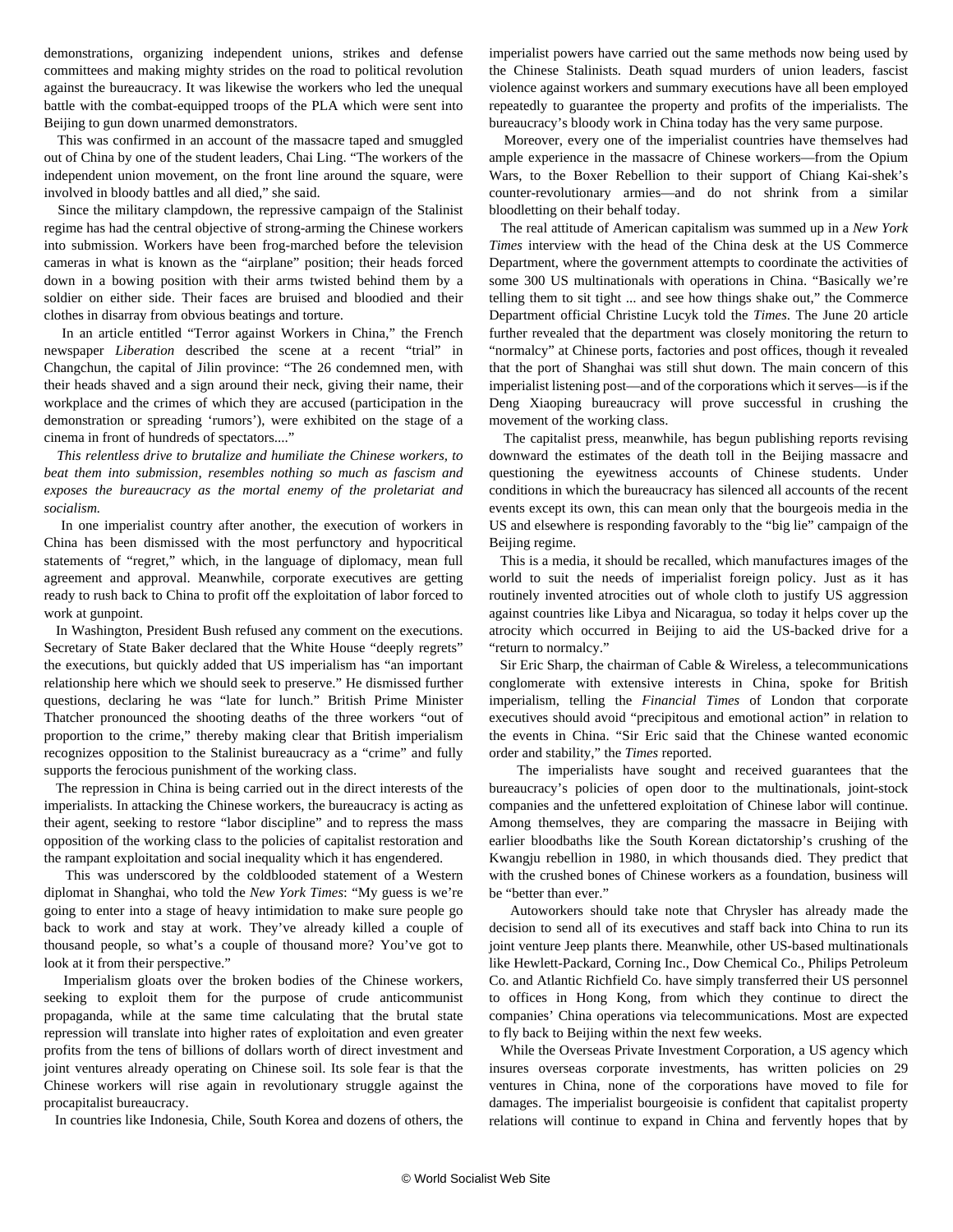demonstrations, organizing independent unions, strikes and defense committees and making mighty strides on the road to political revolution against the bureaucracy. It was likewise the workers who led the unequal battle with the combat-equipped troops of the PLA which were sent into Beijing to gun down unarmed demonstrators.

This was confirmed in an account of the massacre taped and smuggled out of China by one of the student leaders, Chai Ling. "The workers of the independent union movement, on the front line around the square, were involved in bloody battles and all died," she said.

Since the military clampdown, the repressive campaign of the Stalinist regime has had the central objective of strong-arming the Chinese workers into submission. Workers have been frog-marched before the television cameras in what is known as the "airplane" position; their heads forced down in a bowing position with their arms twisted behind them by a soldier on either side. Their faces are bruised and bloodied and their clothes in disarray from obvious beatings and torture.

In an article entitled "Terror against Workers in China," the French newspaper *Liberation* described the scene at a recent "trial" in Changchun, the capital of Jilin province: "The 26 condemned men, with their heads shaved and a sign around their neck, giving their name, their workplace and the crimes of which they are accused (participation in the demonstration or spreading 'rumors'), were exhibited on the stage of a cinema in front of hundreds of spectators...."

*This relentless drive to brutalize and humiliate the Chinese workers, to beat them into submission, resembles nothing so much as fascism and exposes the bureaucracy as the mortal enemy of the proletariat and socialism.*

In one imperialist country after another, the execution of workers in China has been dismissed with the most perfunctory and hypocritical statements of "regret," which, in the language of diplomacy, mean full agreement and approval. Meanwhile, corporate executives are getting ready to rush back to China to profit off the exploitation of labor forced to work at gunpoint.

In Washington, President Bush refused any comment on the executions. Secretary of State Baker declared that the White House "deeply regrets" the executions, but quickly added that US imperialism has "an important relationship here which we should seek to preserve." He dismissed further questions, declaring he was "late for lunch." British Prime Minister Thatcher pronounced the shooting deaths of the three workers "out of proportion to the crime," thereby making clear that British imperialism recognizes opposition to the Stalinist bureaucracy as a "crime" and fully supports the ferocious punishment of the working class.

The repression in China is being carried out in the direct interests of the imperialists. In attacking the Chinese workers, the bureaucracy is acting as their agent, seeking to restore "labor discipline" and to repress the mass opposition of the working class to the policies of capitalist restoration and the rampant exploitation and social inequality which it has engendered.

This was underscored by the coldblooded statement of a Western diplomat in Shanghai, who told the *New York Times*: "My guess is we're going to enter into a stage of heavy intimidation to make sure people go back to work and stay at work. They've already killed a couple of thousand people, so what's a couple of thousand more? You've got to look at it from their perspective."

Imperialism gloats over the broken bodies of the Chinese workers, seeking to exploit them for the purpose of crude anticommunist propaganda, while at the same time calculating that the brutal state repression will translate into higher rates of exploitation and even greater profits from the tens of billions of dollars worth of direct investment and joint ventures already operating on Chinese soil. Its sole fear is that the Chinese workers will rise again in revolutionary struggle against the procapitalist bureaucracy.

In countries like Indonesia, Chile, South Korea and dozens of others, the imperialist powers have carried out the same methods now being used by the Chinese Stalinists. Death squad murders of union leaders, fascist violence against workers and summary executions have all been employed repeatedly to guarantee the property and profits of the imperialists. The bureaucracy's bloody work in China today has the very same purpose.

Moreover, every one of the imperialist countries have themselves had ample experience in the massacre of Chinese workers—from the Opium Wars, to the Boxer Rebellion to their support of Chiang Kai-shek's counter-revolutionary armies—and do not shrink from a similar bloodletting on their behalf today.

The real attitude of American capitalism was summed up in a *New York Times* interview with the head of the China desk at the US Commerce Department, where the government attempts to coordinate the activities of some 300 US multinationals with operations in China. "Basically we're telling them to sit tight ... and see how things shake out," the Commerce Department official Christine Lucyk told the *Times*. The June 20 article further revealed that the department was closely monitoring the return to "normalcy" at Chinese ports, factories and post offices, though it revealed that the port of Shanghai was still shut down. The main concern of this imperialist listening post—and of the corporations which it serves—is if the Deng Xiaoping bureaucracy will prove successful in crushing the movement of the working class.

The capitalist press, meanwhile, has begun publishing reports revising downward the estimates of the death toll in the Beijing massacre and questioning the eyewitness accounts of Chinese students. Under conditions in which the bureaucracy has silenced all accounts of the recent events except its own, this can mean only that the bourgeois media in the US and elsewhere is responding favorably to the "big lie" campaign of the Beijing regime.

This is a media, it should be recalled, which manufactures images of the world to suit the needs of imperialist foreign policy. Just as it has routinely invented atrocities out of whole cloth to justify US aggression against countries like Libya and Nicaragua, so today it helps cover up the atrocity which occurred in Beijing to aid the US-backed drive for a "return to normalcy."

Sir Eric Sharp, the chairman of Cable & Wireless, a telecommunications conglomerate with extensive interests in China, spoke for British imperialism, telling the *Financial Times* of London that corporate executives should avoid "precipitous and emotional action" in relation to the events in China. "Sir Eric said that the Chinese wanted economic order and stability," the *Times* reported.

The imperialists have sought and received guarantees that the bureaucracy's policies of open door to the multinationals, joint-stock companies and the unfettered exploitation of Chinese labor will continue. Among themselves, they are comparing the massacre in Beijing with earlier bloodbaths like the South Korean dictatorship's crushing of the Kwangju rebellion in 1980, in which thousands died. They predict that with the crushed bones of Chinese workers as a foundation, business will be "better than ever."

Autoworkers should take note that Chrysler has already made the decision to send all of its executives and staff back into China to run its joint venture Jeep plants there. Meanwhile, other US-based multinationals like Hewlett-Packard, Corning Inc., Dow Chemical Co., Philips Petroleum Co. and Atlantic Richfield Co. have simply transferred their US personnel to offices in Hong Kong, from which they continue to direct the companies' China operations via telecommunications. Most are expected to fly back to Beijing within the next few weeks.

While the Overseas Private Investment Corporation, a US agency which insures overseas corporate investments, has written policies on 29 ventures in China, none of the corporations have moved to file for damages. The imperialist bourgeoisie is confident that capitalist property relations will continue to expand in China and fervently hopes that by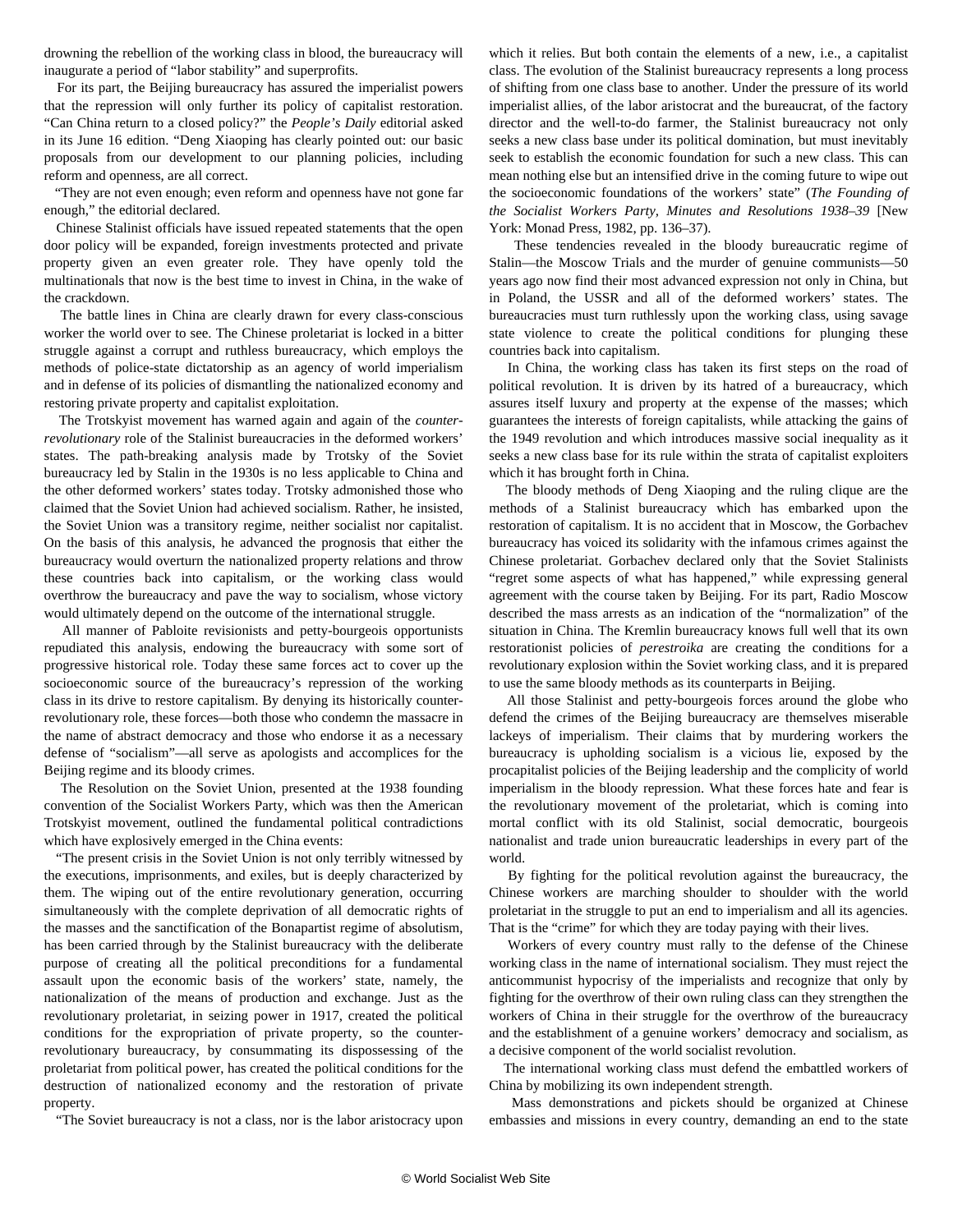drowning the rebellion of the working class in blood, the bureaucracy will inaugurate a period of "labor stability" and superprofits.

For its part, the Beijing bureaucracy has assured the imperialist powers that the repression will only further its policy of capitalist restoration. "Can China return to a closed policy?" the *People's Daily* editorial asked in its June 16 edition. "Deng Xiaoping has clearly pointed out: our basic proposals from our development to our planning policies, including reform and openness, are all correct.

"They are not even enough; even reform and openness have not gone far enough," the editorial declared.

Chinese Stalinist officials have issued repeated statements that the open door policy will be expanded, foreign investments protected and private property given an even greater role. They have openly told the multinationals that now is the best time to invest in China, in the wake of the crackdown.

The battle lines in China are clearly drawn for every class-conscious worker the world over to see. The Chinese proletariat is locked in a bitter struggle against a corrupt and ruthless bureaucracy, which employs the methods of police-state dictatorship as an agency of world imperialism and in defense of its policies of dismantling the nationalized economy and restoring private property and capitalist exploitation.

The Trotskyist movement has warned again and again of the *counter-revolutionary* role of the Stalinist bureaucracies in the deformed workers' states. The path-breaking analysis made by Trotsky of the Soviet bureaucracy led by Stalin in the 1930s is no less applicable to China and the other deformed workers' states today. Trotsky admonished those who claimed that the Soviet Union had achieved socialism. Rather, he insisted, the Soviet Union was a transitory regime, neither socialist nor capitalist. On the basis of this analysis, he advanced the prognosis that either the bureaucracy would overturn the nationalized property relations and throw these countries back into capitalism, or the working class would overthrow the bureaucracy and pave the way to socialism, whose victory would ultimately depend on the outcome of the international struggle.

All manner of Pabloite revisionists and petty-bourgeois opportunists repudiated this analysis, endowing the bureaucracy with some sort of progressive historical role. Today these same forces act to cover up the socioeconomic source of the bureaucracy's repression of the working class in its drive to restore capitalism. By denying its historically counter-revolutionary role, these forces—both those who condemn the massacre in the name of abstract democracy and those who endorse it as a necessary defense of "socialism"—all serve as apologists and accomplices for the Beijing regime and its bloody crimes.

The Resolution on the Soviet Union, presented at the 1938 founding convention of the Socialist Workers Party, which was then the American Trotskyist movement, outlined the fundamental political contradictions which have explosively emerged in the China events:

"The present crisis in the Soviet Union is not only terribly witnessed by the executions, imprisonments, and exiles, but is deeply characterized by them. The wiping out of the entire revolutionary generation, occurring simultaneously with the complete deprivation of all democratic rights of the masses and the sanctification of the Bonapartist regime of absolutism, has been carried through by the Stalinist bureaucracy with the deliberate purpose of creating all the political preconditions for a fundamental assault upon the economic basis of the workers' state, namely, the nationalization of the means of production and exchange. Just as the revolutionary proletariat, in seizing power in 1917, created the political conditions for the expropriation of private property, so the counter-revolutionary bureaucracy, by consummating its dispossessing of the proletariat from political power, has created the political conditions for the destruction of nationalized economy and the restoration of private property.

"The Soviet bureaucracy is not a class, nor is the labor aristocracy upon which it relies. But both contain the elements of a new, i.e., a capitalist class. The evolution of the Stalinist bureaucracy represents a long process of shifting from one class base to another. Under the pressure of its world imperialist allies, of the labor aristocrat and the bureaucrat, of the factory director and the well-to-do farmer, the Stalinist bureaucracy not only seeks a new class base under its political domination, but must inevitably seek to establish the economic foundation for such a new class. This can mean nothing else but an intensified drive in the coming future to wipe out the socioeconomic foundations of the workers' state" (*The Founding of the Socialist Workers Party, Minutes and Resolutions 1938–39* [New York: Monad Press, 1982, pp. 136–37).

These tendencies revealed in the bloody bureaucratic regime of Stalin—the Moscow Trials and the murder of genuine communists—50 years ago now find their most advanced expression not only in China, but in Poland, the USSR and all of the deformed workers' states. The bureaucracies must turn ruthlessly upon the working class, using savage state violence to create the political conditions for plunging these countries back into capitalism.

In China, the working class has taken its first steps on the road of political revolution. It is driven by its hatred of a bureaucracy, which assures itself luxury and property at the expense of the masses; which guarantees the interests of foreign capitalists, while attacking the gains of the 1949 revolution and which introduces massive social inequality as it seeks a new class base for its rule within the strata of capitalist exploiters which it has brought forth in China.

The bloody methods of Deng Xiaoping and the ruling clique are the methods of a Stalinist bureaucracy which has embarked upon the restoration of capitalism. It is no accident that in Moscow, the Gorbachev bureaucracy has voiced its solidarity with the infamous crimes against the Chinese proletariat. Gorbachev declared only that the Soviet Stalinists "regret some aspects of what has happened," while expressing general agreement with the course taken by Beijing. For its part, Radio Moscow described the mass arrests as an indication of the "normalization" of the situation in China. The Kremlin bureaucracy knows full well that its own restorationist policies of *perestroika* are creating the conditions for a revolutionary explosion within the Soviet working class, and it is prepared to use the same bloody methods as its counterparts in Beijing.

All those Stalinist and petty-bourgeois forces around the globe who defend the crimes of the Beijing bureaucracy are themselves miserable lackeys of imperialism. Their claims that by murdering workers the bureaucracy is upholding socialism is a vicious lie, exposed by the procapitalist policies of the Beijing leadership and the complicity of world imperialism in the bloody repression. What these forces hate and fear is the revolutionary movement of the proletariat, which is coming into mortal conflict with its old Stalinist, social democratic, bourgeois nationalist and trade union bureaucratic leaderships in every part of the world.

By fighting for the political revolution against the bureaucracy, the Chinese workers are marching shoulder to shoulder with the world proletariat in the struggle to put an end to imperialism and all its agencies. That is the "crime" for which they are today paying with their lives.

Workers of every country must rally to the defense of the Chinese working class in the name of international socialism. They must reject the anticommunist hypocrisy of the imperialists and recognize that only by fighting for the overthrow of their own ruling class can they strengthen the workers of China in their struggle for the overthrow of the bureaucracy and the establishment of a genuine workers' democracy and socialism, as a decisive component of the world socialist revolution.

The international working class must defend the embattled workers of China by mobilizing its own independent strength.

Mass demonstrations and pickets should be organized at Chinese embassies and missions in every country, demanding an end to the state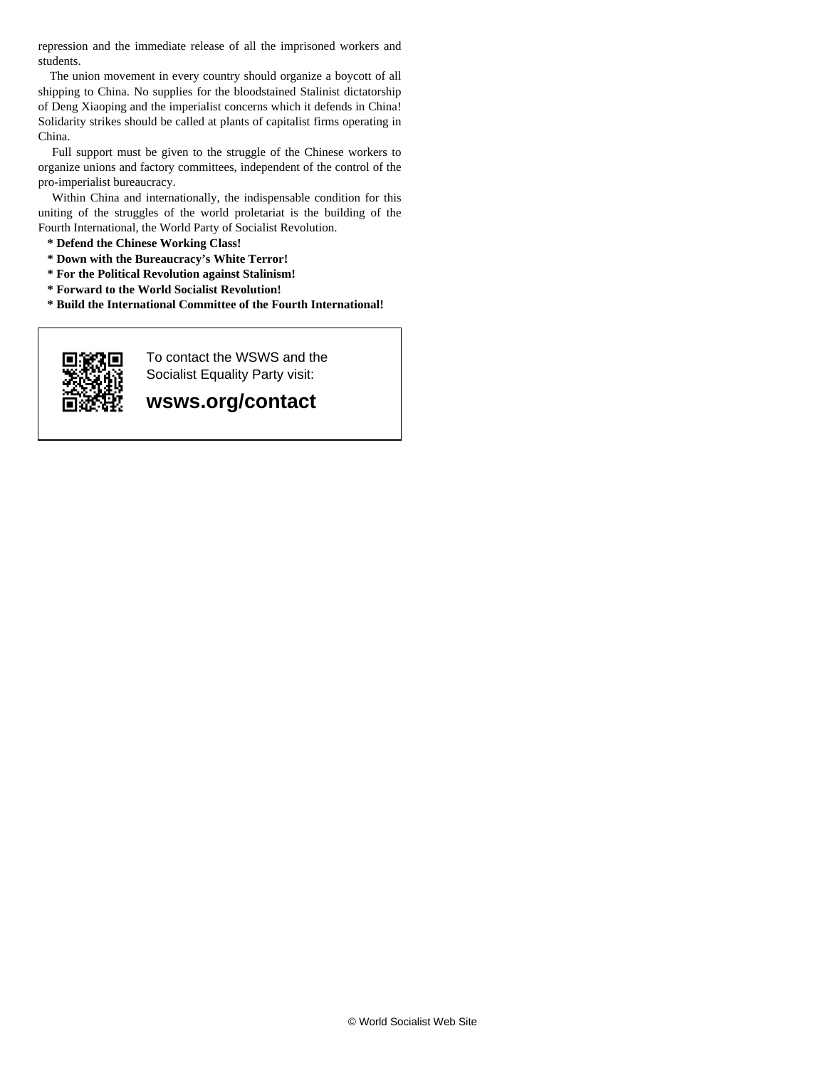repression and the immediate release of all the imprisoned workers and students.

The union movement in every country should organize a boycott of all shipping to China. No supplies for the bloodstained Stalinist dictatorship of Deng Xiaoping and the imperialist concerns which it defends in China! Solidarity strikes should be called at plants of capitalist firms operating in China.

Full support must be given to the struggle of the Chinese workers to organize unions and factory committees, independent of the control of the pro-imperialist bureaucracy.

Within China and internationally, the indispensable condition for this uniting of the struggles of the world proletariat is the building of the Fourth International, the World Party of Socialist Revolution.

**\* Defend the Chinese Working Class!**

**\* Down with the Bureaucracy's White Terror!**

**\* For the Political Revolution against Stalinism!**

**\* Forward to the World Socialist Revolution!**

**\* Build the International Committee of the Fourth International!**

To contact the WSWS and the Socialist Equality Party visit:

**wsws.org/contact**

© World Socialist Web Site